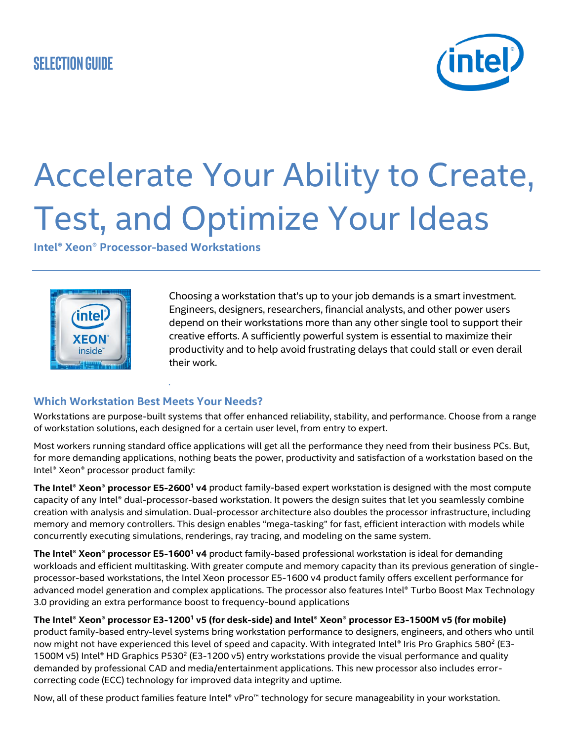SELECTION GUIDE

# Accelerate Your Ability to Create, Test, and Optimize Your Ideas

**Intel® Xeon® Processor-based Workstations**

Choosing a workstation that's up to your job demands is a smart investment. Engineers, designers, researchers, financial analysts, and other power users depend on their workstations more than any other single tool to support their creative efforts. A sufficiently powerful system is essential to maximize their productivity and to help avoid frustrating delays that could stall or even derail their work.

## Which Workstation Best Meets Your Needs?

Workstations are purpose-built systems that offer enhanced reliability, stability, and performance. Choose from a range of workstation solutions, each designed for a certain user level, from entry to expert.

Most workers running standard office applications will get all the performance they need from their business PCs. But, for more demanding applications, nothing beats the power, productivity and satisfaction of a workstation based on the Intel® Xeon® processor product family:

**The Intel® Xeon® processor E5-2600[1] v4** product family-based expert workstation is designed with the most compute capacity of any Intel® dual-processor-based workstation. It powers the design suites that let you seamlessly combine creation with analysis and simulation. Dual-processor architecture also doubles the processor infrastructure, including memory and memory controllers. This design enables "mega-tasking" for fast, efficient interaction with models while concurrently executing simulations, renderings, ray tracing, and modeling on the same system.

**The Intel® Xeon® processor E5-1600[1] v4** product family-based professional workstation is ideal for demanding workloads and efficient multitasking. With greater compute and memory capacity than its previous generation of single-processor-based workstations, the Intel Xeon processor E5-1600 v4 product family offers excellent performance for advanced model generation and complex applications. The processor also features Intel® Turbo Boost Max Technology 3.0 providing an extra performance boost to frequency-bound applications

**The Intel® Xeon® processor E3-1200[1] v5 (for desk-side) and Intel® Xeon® processor E3-1500M v5 (for mobile)** product family-based entry-level systems bring workstation performance to designers, engineers, and others who until now might not have experienced this level of speed and capacity. With integrated Intel® Iris Pro Graphics 580[2] (E3-1500M v5) Intel® HD Graphics P530[2] (E3-1200 v5) entry workstations provide the visual performance and quality demanded by professional CAD and media/entertainment applications. This new processor also includes error-correcting code (ECC) technology for improved data integrity and uptime.

Now, all of these product families feature Intel® vPro™ technology for secure manageability in your workstation.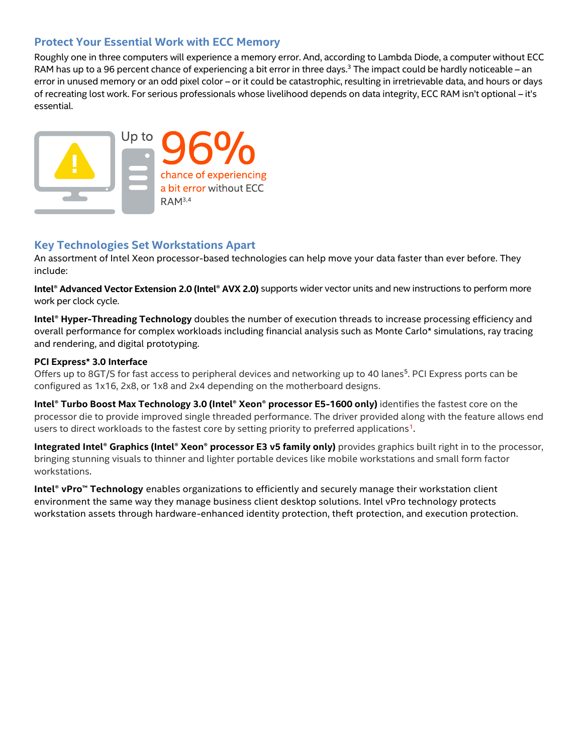## Protect Your Essential Work with ECC Memory

Roughly one in three computers will experience a memory error. And, according to Lambda Diode, a computer without ECC RAM has up to a 96 percent chance of experiencing a bit error in three days.[3] The impact could be hardly noticeable – an error in unused memory or an odd pixel color – or it could be catastrophic, resulting in irretrievable data, and hours or days of recreating lost work. For serious professionals whose livelihood depends on data integrity, ECC RAM isn't optional – it's essential.

Up to **96%** chance of experiencing a bit error without ECC RAM[3,4]

## Key Technologies Set Workstations Apart

An assortment of Intel Xeon processor-based technologies can help move your data faster than ever before. They include:

**Intel® Advanced Vector Extension 2.0 (Intel® AVX 2.0)** supports wider vector units and new instructions to perform more work per clock cycle.

**Intel® Hyper-Threading Technology** doubles the number of execution threads to increase processing efficiency and overall performance for complex workloads including financial analysis such as Monte Carlo* simulations, ray tracing and rendering, and digital prototyping.

**PCI Express* 3.0 Interface**
Offers up to 8GT/S for fast access to peripheral devices and networking up to 40 lanes[5]. PCI Express ports can be configured as 1x16, 2x8, or 1x8 and 2x4 depending on the motherboard designs.

**Intel® Turbo Boost Max Technology 3.0 (Intel® Xeon® processor E5-1600 only)** identifies the fastest core on the processor die to provide improved single threaded performance. The driver provided along with the feature allows end users to direct workloads to the fastest core by setting priority to preferred applications[1].

**Integrated Intel® Graphics (Intel® Xeon® processor E3 v5 family only)** provides graphics built right in to the processor, bringing stunning visuals to thinner and lighter portable devices like mobile workstations and small form factor workstations.

**Intel® vPro™ Technology** enables organizations to efficiently and securely manage their workstation client environment the same way they manage business client desktop solutions. Intel vPro technology protects workstation assets through hardware-enhanced identity protection, theft protection, and execution protection.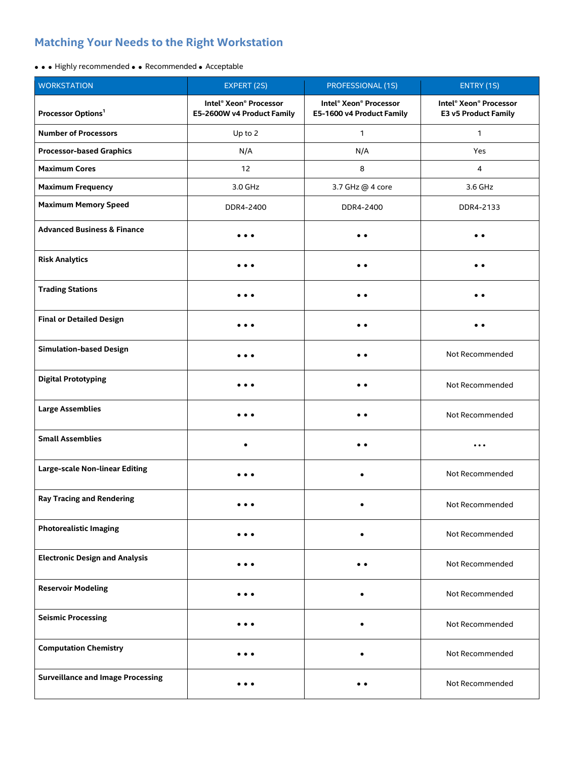## Matching Your Needs to the Right Workstation

• • • Highly recommended • • Recommended • Acceptable

| WORKSTATION | EXPERT (2S) | PROFESSIONAL (1S) | ENTRY (1S) |
|---|---|---|---|
| **Processor Options**[1] | **Intel® Xeon® Processor E5-2600W v4 Product Family** | **Intel® Xeon® Processor E5-1600 v4 Product Family** | **Intel® Xeon® Processor E3 v5 Product Family** |
| **Number of Processors** | Up to 2 | 1 | 1 |
| **Processor-based Graphics** | N/A | N/A | Yes |
| **Maximum Cores** | 12 | 8 | 4 |
| **Maximum Frequency** | 3.0 GHz | 3.7 GHz @ 4 core | 3.6 GHz |
| **Maximum Memory Speed** | DDR4-2400 | DDR4-2400 | DDR4-2133 |
| **Advanced Business & Finance** | • • • | • • | • • |
| **Risk Analytics** | • • • | • • | • • |
| **Trading Stations** | • • • | • • | • • |
| **Final or Detailed Design** | • • • | • • | • • |
| **Simulation-based Design** | • • • | • • | Not Recommended |
| **Digital Prototyping** | • • • | • • | Not Recommended |
| **Large Assemblies** | • • • | • • | Not Recommended |
| **Small Assemblies** | • | • • | • • • |
| **Large-scale Non-linear Editing** | • • • | • | Not Recommended |
| **Ray Tracing and Rendering** | • • • | • | Not Recommended |
| **Photorealistic Imaging** | • • • | • | Not Recommended |
| **Electronic Design and Analysis** | • • • | • • | Not Recommended |
| **Reservoir Modeling** | • • • | • | Not Recommended |
| **Seismic Processing** | • • • | • | Not Recommended |
| **Computation Chemistry** | • • • | • | Not Recommended |
| **Surveillance and Image Processing** | • • • | • • | Not Recommended |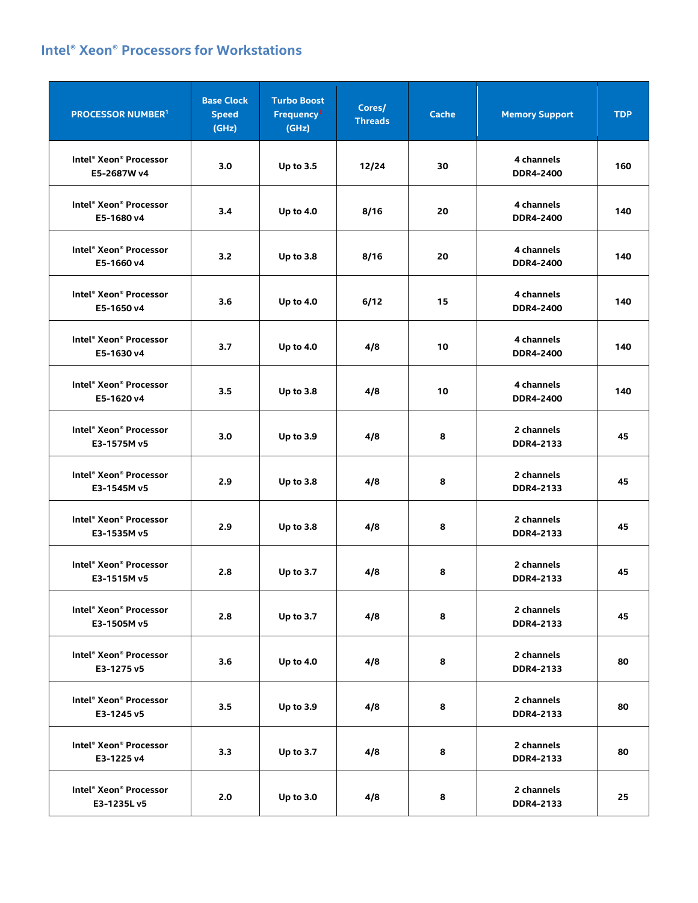## Intel® Xeon® Processors for Workstations

| PROCESSOR NUMBER[1] | Base Clock Speed (GHz) | Turbo Boost Frequency[2] (GHz) | Cores/ Threads | Cache | Memory Support | TDP |
|---|---|---|---|---|---|---|
| Intel® Xeon® Processor E5-2687W v4 | 3.0 | Up to 3.5 | 12/24 | 30 | 4 channels DDR4-2400 | 160 |
| Intel® Xeon® Processor E5-1680 v4 | 3.4 | Up to 4.0 | 8/16 | 20 | 4 channels DDR4-2400 | 140 |
| Intel® Xeon® Processor E5-1660 v4 | 3.2 | Up to 3.8 | 8/16 | 20 | 4 channels DDR4-2400 | 140 |
| Intel® Xeon® Processor E5-1650 v4 | 3.6 | Up to 4.0 | 6/12 | 15 | 4 channels DDR4-2400 | 140 |
| Intel® Xeon® Processor E5-1630 v4 | 3.7 | Up to 4.0 | 4/8 | 10 | 4 channels DDR4-2400 | 140 |
| Intel® Xeon® Processor E5-1620 v4 | 3.5 | Up to 3.8 | 4/8 | 10 | 4 channels DDR4-2400 | 140 |
| Intel® Xeon® Processor E3-1575M v5 | 3.0 | Up to 3.9 | 4/8 | 8 | 2 channels DDR4-2133 | 45 |
| Intel® Xeon® Processor E3-1545M v5 | 2.9 | Up to 3.8 | 4/8 | 8 | 2 channels DDR4-2133 | 45 |
| Intel® Xeon® Processor E3-1535M v5 | 2.9 | Up to 3.8 | 4/8 | 8 | 2 channels DDR4-2133 | 45 |
| Intel® Xeon® Processor E3-1515M v5 | 2.8 | Up to 3.7 | 4/8 | 8 | 2 channels DDR4-2133 | 45 |
| Intel® Xeon® Processor E3-1505M v5 | 2.8 | Up to 3.7 | 4/8 | 8 | 2 channels DDR4-2133 | 45 |
| Intel® Xeon® Processor E3-1275 v5 | 3.6 | Up to 4.0 | 4/8 | 8 | 2 channels DDR4-2133 | 80 |
| Intel® Xeon® Processor E3-1245 v5 | 3.5 | Up to 3.9 | 4/8 | 8 | 2 channels DDR4-2133 | 80 |
| Intel® Xeon® Processor E3-1225 v4 | 3.3 | Up to 3.7 | 4/8 | 8 | 2 channels DDR4-2133 | 80 |
| Intel® Xeon® Processor E3-1235L v5 | 2.0 | Up to 3.0 | 4/8 | 8 | 2 channels DDR4-2133 | 25 |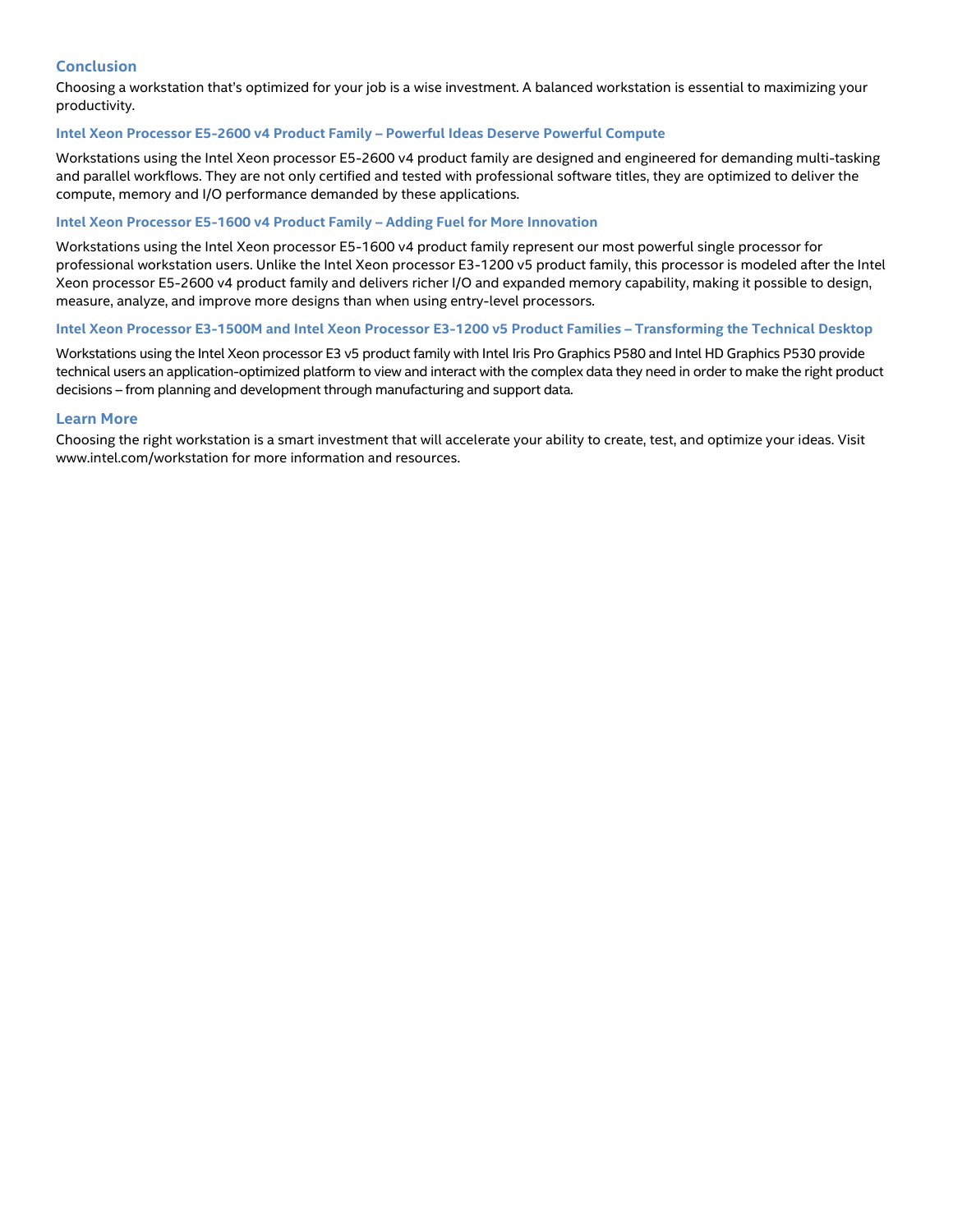## Conclusion

Choosing a workstation that's optimized for your job is a wise investment. A balanced workstation is essential to maximizing your productivity.

### Intel Xeon Processor E5-2600 v4 Product Family – Powerful Ideas Deserve Powerful Compute

Workstations using the Intel Xeon processor E5-2600 v4 product family are designed and engineered for demanding multi-tasking and parallel workflows. They are not only certified and tested with professional software titles, they are optimized to deliver the compute, memory and I/O performance demanded by these applications.

### Intel Xeon Processor E5-1600 v4 Product Family – Adding Fuel for More Innovation

Workstations using the Intel Xeon processor E5-1600 v4 product family represent our most powerful single processor for professional workstation users. Unlike the Intel Xeon processor E3-1200 v5 product family, this processor is modeled after the Intel Xeon processor E5-2600 v4 product family and delivers richer I/O and expanded memory capability, making it possible to design, measure, analyze, and improve more designs than when using entry-level processors.

### Intel Xeon Processor E3-1500M and Intel Xeon Processor E3-1200 v5 Product Families – Transforming the Technical Desktop

Workstations using the Intel Xeon processor E3 v5 product family with Intel Iris Pro Graphics P580 and Intel HD Graphics P530 provide technical users an application-optimized platform to view and interact with the complex data they need in order to make the right product decisions – from planning and development through manufacturing and support data.

## Learn More

Choosing the right workstation is a smart investment that will accelerate your ability to create, test, and optimize your ideas. Visit www.intel.com/workstation for more information and resources.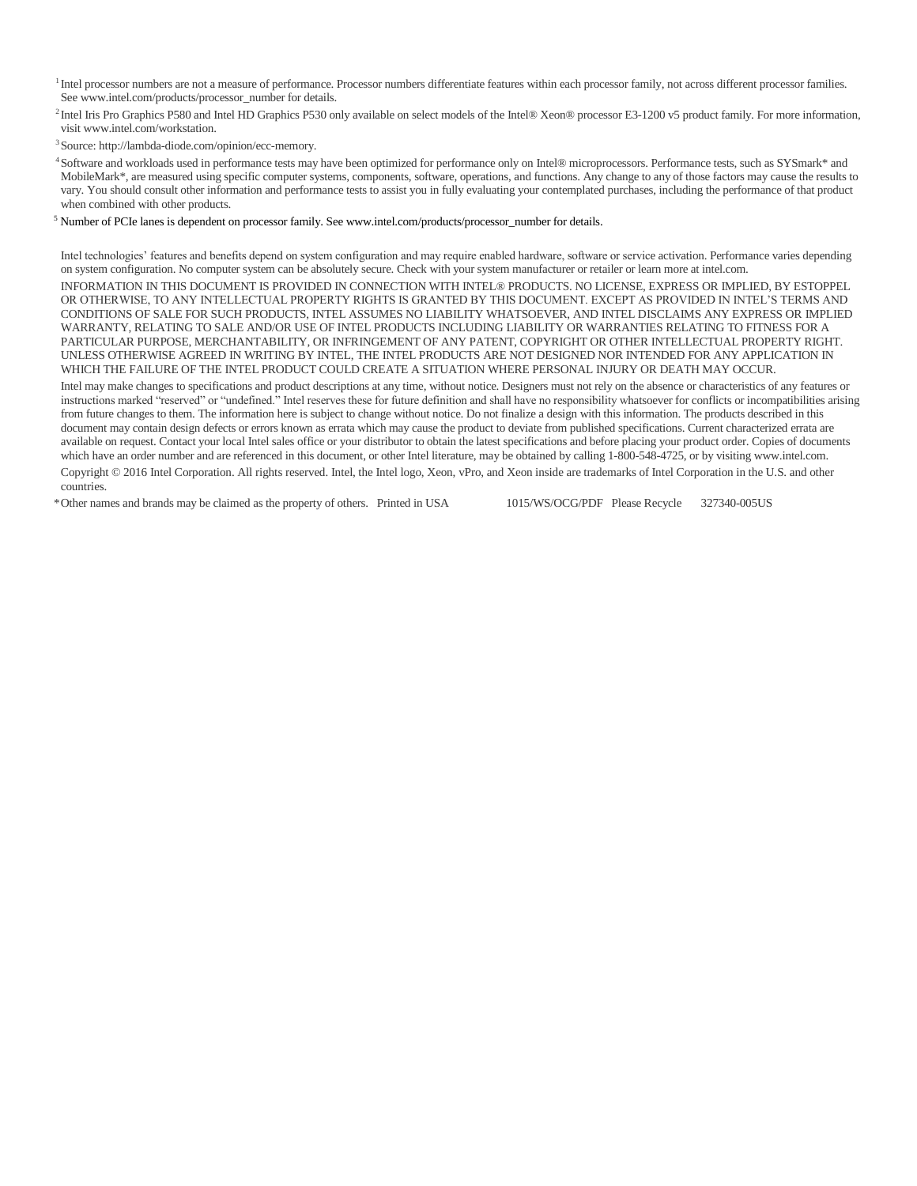[1] Intel processor numbers are not a measure of performance. Processor numbers differentiate features within each processor family, not across different processor families. See www.intel.com/products/processor_number for details.

[2] Intel Iris Pro Graphics P580 and Intel HD Graphics P530 only available on select models of the Intel® Xeon® processor E3-1200 v5 product family. For more information, visit www.intel.com/workstation.

[3] Source: http://lambda-diode.com/opinion/ecc-memory.

[4] Software and workloads used in performance tests may have been optimized for performance only on Intel® microprocessors. Performance tests, such as SYSmark* and MobileMark*, are measured using specific computer systems, components, software, operations, and functions. Any change to any of those factors may cause the results to vary. You should consult other information and performance tests to assist you in fully evaluating your contemplated purchases, including the performance of that product when combined with other products.

[5] Number of PCIe lanes is dependent on processor family. See www.intel.com/products/processor_number for details.

Intel technologies' features and benefits depend on system configuration and may require enabled hardware, software or service activation. Performance varies depending on system configuration. No computer system can be absolutely secure. Check with your system manufacturer or retailer or learn more at intel.com.

INFORMATION IN THIS DOCUMENT IS PROVIDED IN CONNECTION WITH INTEL® PRODUCTS. NO LICENSE, EXPRESS OR IMPLIED, BY ESTOPPEL OR OTHERWISE, TO ANY INTELLECTUAL PROPERTY RIGHTS IS GRANTED BY THIS DOCUMENT. EXCEPT AS PROVIDED IN INTEL'S TERMS AND CONDITIONS OF SALE FOR SUCH PRODUCTS, INTEL ASSUMES NO LIABILITY WHATSOEVER, AND INTEL DISCLAIMS ANY EXPRESS OR IMPLIED WARRANTY, RELATING TO SALE AND/OR USE OF INTEL PRODUCTS INCLUDING LIABILITY OR WARRANTIES RELATING TO FITNESS FOR A PARTICULAR PURPOSE, MERCHANTABILITY, OR INFRINGEMENT OF ANY PATENT, COPYRIGHT OR OTHER INTELLECTUAL PROPERTY RIGHT. UNLESS OTHERWISE AGREED IN WRITING BY INTEL, THE INTEL PRODUCTS ARE NOT DESIGNED NOR INTENDED FOR ANY APPLICATION IN WHICH THE FAILURE OF THE INTEL PRODUCT COULD CREATE A SITUATION WHERE PERSONAL INJURY OR DEATH MAY OCCUR.

Intel may make changes to specifications and product descriptions at any time, without notice. Designers must not rely on the absence or characteristics of any features or instructions marked "reserved" or "undefined." Intel reserves these for future definition and shall have no responsibility whatsoever for conflicts or incompatibilities arising from future changes to them. The information here is subject to change without notice. Do not finalize a design with this information. The products described in this document may contain design defects or errors known as errata which may cause the product to deviate from published specifications. Current characterized errata are available on request. Contact your local Intel sales office or your distributor to obtain the latest specifications and before placing your product order. Copies of documents which have an order number and are referenced in this document, or other Intel literature, may be obtained by calling 1-800-548-4725, or by visiting www.intel.com.

Copyright © 2016 Intel Corporation. All rights reserved. Intel, the Intel logo, Xeon, vPro, and Xeon inside are trademarks of Intel Corporation in the U.S. and other countries.

*Other names and brands may be claimed as the property of others. Printed in USA 1015/WS/OCG/PDF Please Recycle 327340-005US